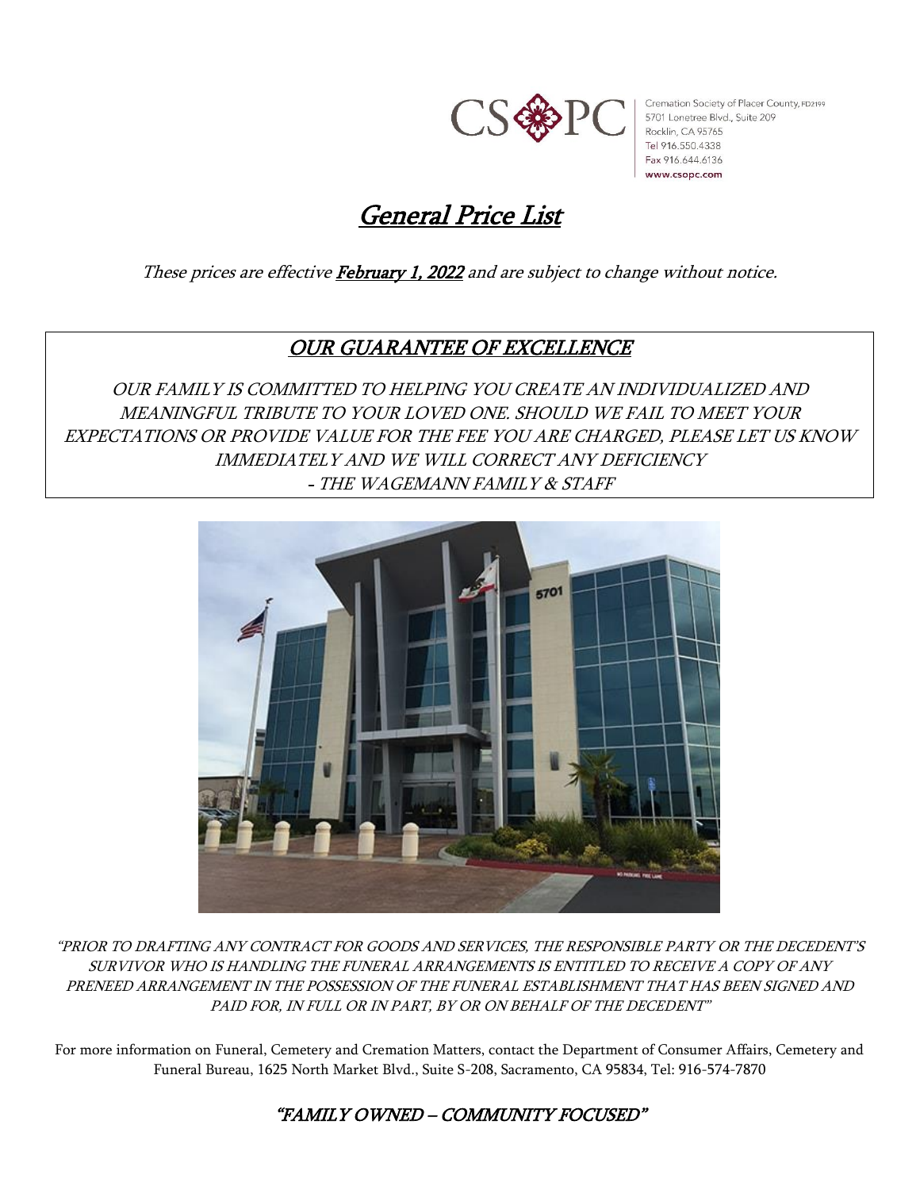CS❖PC

Cremation Society of Placer County, FD2199
5701 Lonetree Blvd., Suite 209
Rocklin, CA 95765
Tel 916.550.4338
Fax 916.644.6136
www.csopc.com

# General Price List

*These prices are effective **February 1, 2022** and are subject to change without notice.*

## *OUR GUARANTEE OF EXCELLENCE*

*OUR FAMILY IS COMMITTED TO HELPING YOU CREATE AN INDIVIDUALIZED AND MEANINGFUL TRIBUTE TO YOUR LOVED ONE. SHOULD WE FAIL TO MEET YOUR EXPECTATIONS OR PROVIDE VALUE FOR THE FEE YOU ARE CHARGED, PLEASE LET US KNOW IMMEDIATELY AND WE WILL CORRECT ANY DEFICIENCY*
*- THE WAGEMANN FAMILY & STAFF*

*"PRIOR TO DRAFTING ANY CONTRACT FOR GOODS AND SERVICES, THE RESPONSIBLE PARTY OR THE DECEDENT'S SURVIVOR WHO IS HANDLING THE FUNERAL ARRANGEMENTS IS ENTITLED TO RECEIVE A COPY OF ANY PRENEED ARRANGEMENT IN THE POSSESSION OF THE FUNERAL ESTABLISHMENT THAT HAS BEEN SIGNED AND PAID FOR, IN FULL OR IN PART, BY OR ON BEHALF OF THE DECEDENT"*

For more information on Funeral, Cemetery and Cremation Matters, contact the Department of Consumer Affairs, Cemetery and Funeral Bureau, 1625 North Market Blvd., Suite S-208, Sacramento, CA 95834, Tel: 916-574-7870

*"FAMILY OWNED – COMMUNITY FOCUSED"*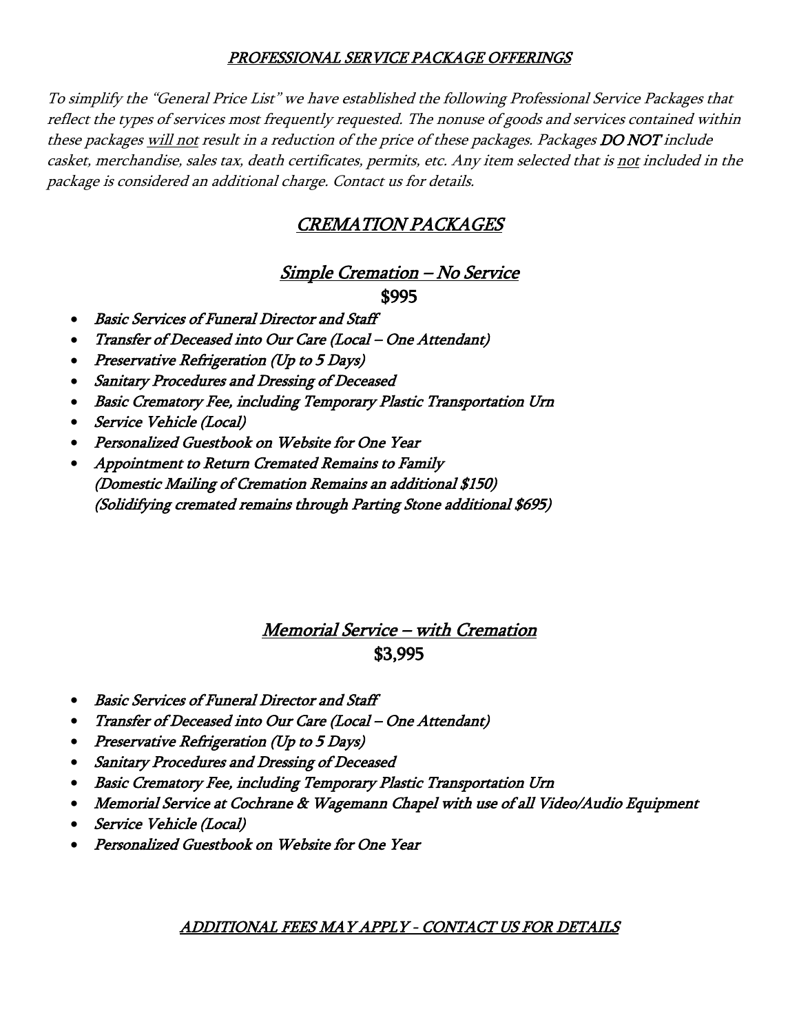## *PROFESSIONAL SERVICE PACKAGE OFFERINGS*

*To simplify the "General Price List" we have established the following Professional Service Packages that reflect the types of services most frequently requested. The nonuse of goods and services contained within these packages will not result in a reduction of the price of these packages. Packages* ***DO NOT*** *include casket, merchandise, sales tax, death certificates, permits, etc. Any item selected that is not included in the package is considered an additional charge. Contact us for details.*

# *CREMATION PACKAGES*

## *Simple Cremation – No Service*

**$995**

- *Basic Services of Funeral Director and Staff*
- *Transfer of Deceased into Our Care (Local – One Attendant)*
- *Preservative Refrigeration (Up to 5 Days)*
- *Sanitary Procedures and Dressing of Deceased*
- *Basic Crematory Fee, including Temporary Plastic Transportation Urn*
- *Service Vehicle (Local)*
- *Personalized Guestbook on Website for One Year*
- *Appointment to Return Cremated Remains to Family*
  *(Domestic Mailing of Cremation Remains an additional $150)*
  *(Solidifying cremated remains through Parting Stone additional $695)*

## *Memorial Service – with Cremation*

**$3,995**

- *Basic Services of Funeral Director and Staff*
- *Transfer of Deceased into Our Care (Local – One Attendant)*
- *Preservative Refrigeration (Up to 5 Days)*
- *Sanitary Procedures and Dressing of Deceased*
- *Basic Crematory Fee, including Temporary Plastic Transportation Urn*
- *Memorial Service at Cochrane & Wagemann Chapel with use of all Video/Audio Equipment*
- *Service Vehicle (Local)*
- *Personalized Guestbook on Website for One Year*

*ADDITIONAL FEES MAY APPLY - CONTACT US FOR DETAILS*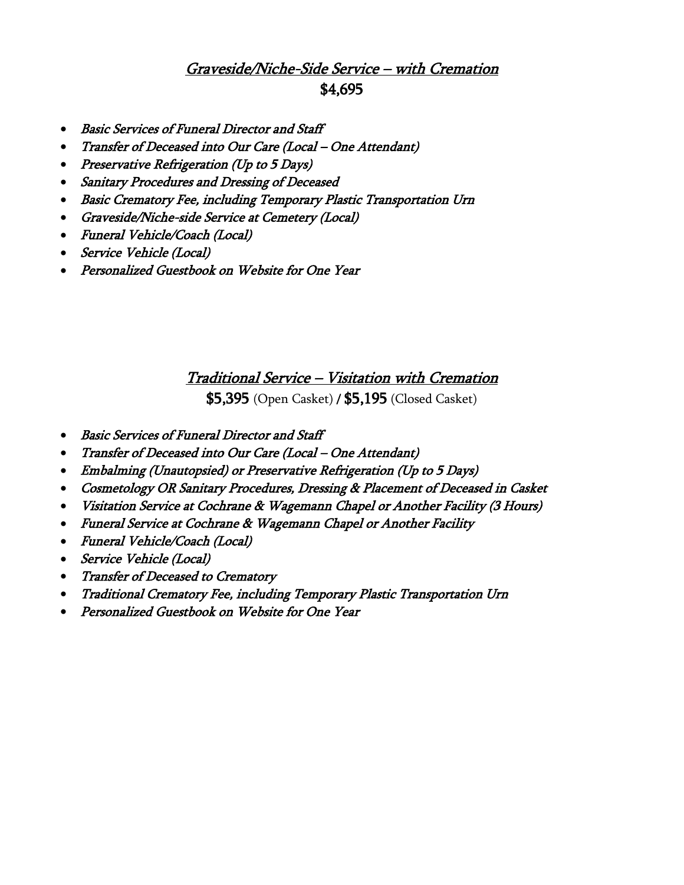## *Graveside/Niche-Side Service – with Cremation*

**$4,695**

- *Basic Services of Funeral Director and Staff*
- *Transfer of Deceased into Our Care (Local – One Attendant)*
- *Preservative Refrigeration (Up to 5 Days)*
- *Sanitary Procedures and Dressing of Deceased*
- *Basic Crematory Fee, including Temporary Plastic Transportation Urn*
- *Graveside/Niche-side Service at Cemetery (Local)*
- *Funeral Vehicle/Coach (Local)*
- *Service Vehicle (Local)*
- *Personalized Guestbook on Website for One Year*

## *Traditional Service – Visitation with Cremation*

**$5,395** (Open Casket) / **$5,195** (Closed Casket)

- *Basic Services of Funeral Director and Staff*
- *Transfer of Deceased into Our Care (Local – One Attendant)*
- *Embalming (Unautopsied) or Preservative Refrigeration (Up to 5 Days)*
- *Cosmetology OR Sanitary Procedures, Dressing & Placement of Deceased in Casket*
- *Visitation Service at Cochrane & Wagemann Chapel or Another Facility (3 Hours)*
- *Funeral Service at Cochrane & Wagemann Chapel or Another Facility*
- *Funeral Vehicle/Coach (Local)*
- *Service Vehicle (Local)*
- *Transfer of Deceased to Crematory*
- *Traditional Crematory Fee, including Temporary Plastic Transportation Urn*
- *Personalized Guestbook on Website for One Year*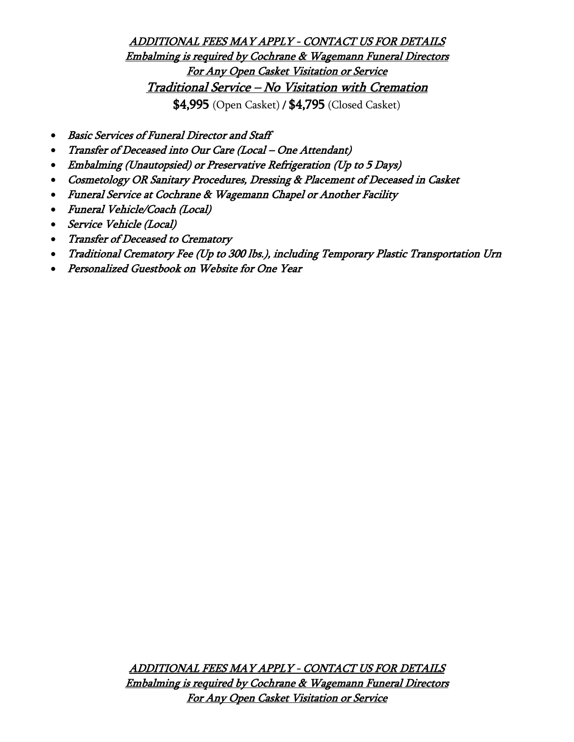*ADDITIONAL FEES MAY APPLY - CONTACT US FOR DETAILS*
*Embalming is required by Cochrane & Wagemann Funeral Directors*
*For Any Open Casket Visitation or Service*

## *Traditional Service – No Visitation with Cremation*

**$4,995** (Open Casket) **/ $4,795** (Closed Casket)

- *Basic Services of Funeral Director and Staff*
- *Transfer of Deceased into Our Care (Local – One Attendant)*
- *Embalming (Unautopsied) or Preservative Refrigeration (Up to 5 Days)*
- *Cosmetology OR Sanitary Procedures, Dressing & Placement of Deceased in Casket*
- *Funeral Service at Cochrane & Wagemann Chapel or Another Facility*
- *Funeral Vehicle/Coach (Local)*
- *Service Vehicle (Local)*
- *Transfer of Deceased to Crematory*
- *Traditional Crematory Fee (Up to 300 lbs.), including Temporary Plastic Transportation Urn*
- *Personalized Guestbook on Website for One Year*

*ADDITIONAL FEES MAY APPLY - CONTACT US FOR DETAILS*
*Embalming is required by Cochrane & Wagemann Funeral Directors*
*For Any Open Casket Visitation or Service*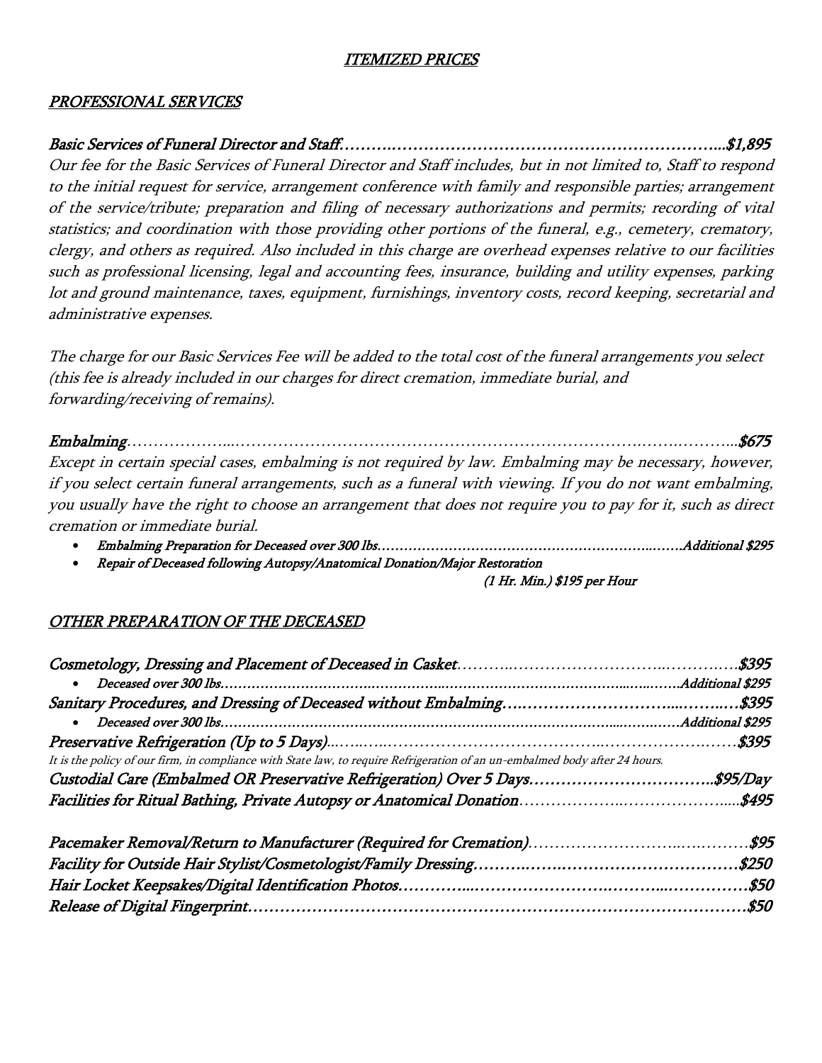## *ITEMIZED PRICES*

### *PROFESSIONAL SERVICES*

***Basic Services of Funeral Director and Staff……….……………………………………………………...$1,895***

*Our fee for the Basic Services of Funeral Director and Staff includes, but in not limited to, Staff to respond to the initial request for service, arrangement conference with family and responsible parties; arrangement of the service/tribute; preparation and filing of necessary authorizations and permits; recording of vital statistics; and coordination with those providing other portions of the funeral, e.g., cemetery, crematory, clergy, and others as required. Also included in this charge are overhead expenses relative to our facilities such as professional licensing, legal and accounting fees, insurance, building and utility expenses, parking lot and ground maintenance, taxes, equipment, furnishings, inventory costs, record keeping, secretarial and administrative expenses.*

*The charge for our Basic Services Fee will be added to the total cost of the funeral arrangements you select (this fee is already included in our charges for direct cremation, immediate burial, and forwarding/receiving of remains).*

***Embalming………………...………………………………………………………….…….………...$675***

*Except in certain special cases, embalming is not required by law. Embalming may be necessary, however, if you select certain funeral arrangements, such as a funeral with viewing. If you do not want embalming, you usually have the right to choose an arrangement that does not require you to pay for it, such as direct cremation or immediate burial.*

- ***Embalming Preparation for Deceased over 300 lbs…………………………………………………..…….Additional $295***
- ***Repair of Deceased following Autopsy/Anatomical Donation/Major Restoration (1 Hr. Min.) $195 per Hour***

### *OTHER PREPARATION OF THE DECEASED*

***Cosmetology, Dressing and Placement of Deceased in Casket………..………………………..………..….$395***
- ***Deceased over 300 lbs……………………………………………………………………………...…...…….Additional $295***

***Sanitary Procedures, and Dressing of Deceased without Embalming…..………………………...………..…$395***
- ***Deceased over 300 lbs…………………………………………………………………………....…….……Additional $295***

***Preservative Refrigeration (Up to 5 Days)...….….…………………………………….…………………..……$395***

*It is the policy of our firm, in compliance with State law, to require Refrigeration of an un-embalmed body after 24 hours.*

***Custodial Care (Embalmed OR Preservative Refrigeration) Over 5 Days……………………………..$95/Day***

***Facilities for Ritual Bathing, Private Autopsy or Anatomical Donation………………..…………………....$495***

***Pacemaker Removal/Return to Manufacturer (Required for Cremation)……………………..….…………$95***

***Facility for Outside Hair Stylist/Cosmetologist/Family Dressing…………..…..……………………………$250***

***Hair Locket Keepsakes/Digital Identification Photos…………...……………………..………...……………$50***

***Release of Digital Fingerprint………………………………………………………………………………$50***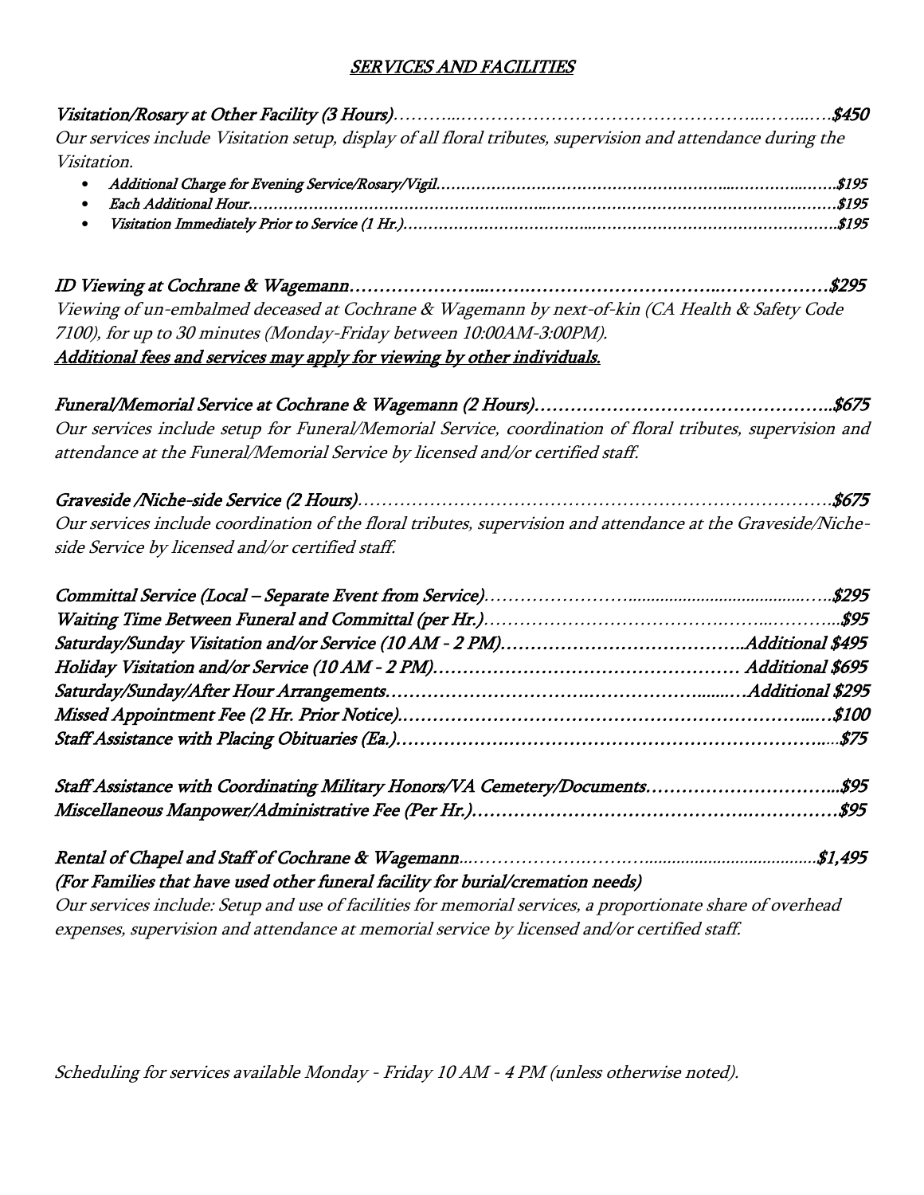## SERVICES AND FACILITIES

Visitation/Rosary at Other Facility (3 Hours)……………………………………………………………………$450

*Our services include Visitation setup, display of all floral tributes, supervision and attendance during the Visitation.*

- *Additional Charge for Evening Service/Rosary/Vigil……………………………………………………………$195*
- *Each Additional Hour……………………………………………………………………………………………$195*
- *Visitation Immediately Prior to Service (1 Hr.)……………………………………………………………………$195*

ID Viewing at Cochrane & Wagemann……………………………………………………………………$295

*Viewing of un-embalmed deceased at Cochrane & Wagemann by next-of-kin (CA Health & Safety Code 7100), for up to 30 minutes (Monday-Friday between 10:00AM-3:00PM).*

Additional fees and services may apply for viewing by other individuals.

Funeral/Memorial Service at Cochrane & Wagemann (2 Hours)……………………………………………$675

*Our services include setup for Funeral/Memorial Service, coordination of floral tributes, supervision and attendance at the Funeral/Memorial Service by licensed and/or certified staff.*

Graveside /Niche-side Service (2 Hours)……………………………………………………………………$675

*Our services include coordination of the floral tributes, supervision and attendance at the Graveside/Niche-side Service by licensed and/or certified staff.*

*Committal Service (Local – Separate Event from Service)……………………………………………$295*
*Waiting Time Between Funeral and Committal (per Hr.)………………………………………………$95*
*Saturday/Sunday Visitation and/or Service (10 AM - 2 PM)…………………………………Additional $495*
*Holiday Visitation and/or Service (10 AM - 2 PM)……………………………………………Additional $695*
*Saturday/Sunday/After Hour Arrangements……………………………………………………Additional $295*
*Missed Appointment Fee (2 Hr. Prior Notice)…………………………………………………………$100*
*Staff Assistance with Placing Obituaries (Ea.)……………………………………………………………$75*

*Staff Assistance with Coordinating Military Honors/VA Cemetery/Documents……………………………$95*
*Miscellaneous Manpower/Administrative Fee (Per Hr.)……………………………………………………$95*

Rental of Chapel and Staff of Cochrane & Wagemann……………………………………………………$1,495
(For Families that have used other funeral facility for burial/cremation needs)

*Our services include: Setup and use of facilities for memorial services, a proportionate share of overhead expenses, supervision and attendance at memorial service by licensed and/or certified staff.*

*Scheduling for services available Monday - Friday 10 AM - 4 PM (unless otherwise noted).*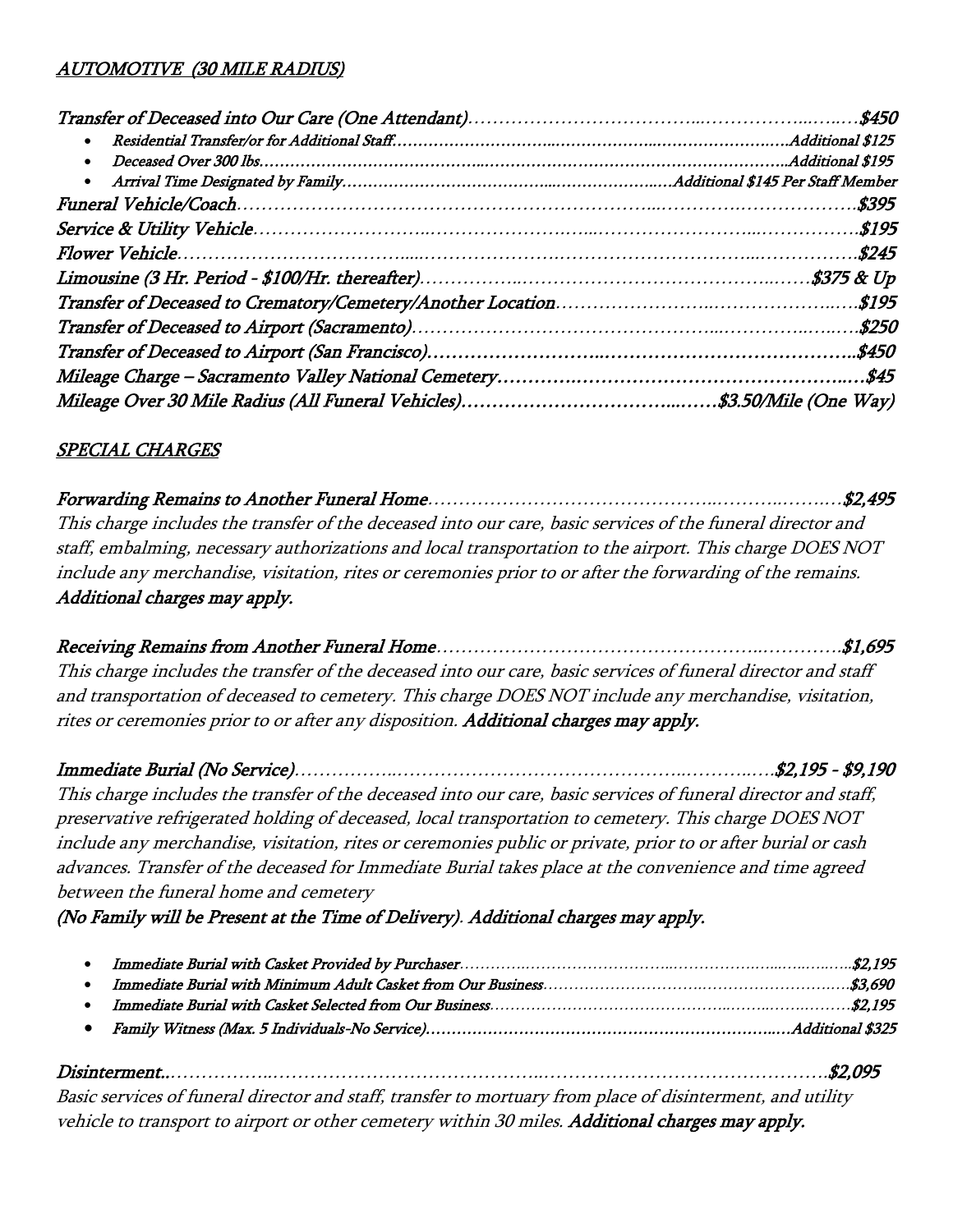## *AUTOMOTIVE (30 MILE RADIUS)*

*Transfer of Deceased into Our Care (One Attendant)*……………………………………………$450

- *Residential Transfer/or for Additional Staff*……………………………………………Additional $125
- *Deceased Over 300 lbs.*……………………………………………………………Additional $195
- *Arrival Time Designated by Family*……………………………………Additional $145 Per Staff Member

*Funeral Vehicle/Coach*……………………………………………………………$395

*Service & Utility Vehicle*……………………………………………………………$195

*Flower Vehicle*……………………………………………………………………$245

*Limousine (3 Hr. Period - $100/Hr. thereafter)*…………………………………………$375 & Up

*Transfer of Deceased to Crematory/Cemetery/Another Location*………………………………$195

*Transfer of Deceased to Airport (Sacramento)*…………………………………………………$250

*Transfer of Deceased to Airport (San Francisco)*……………………………………………$450

*Mileage Charge – Sacramento Valley National Cemetery*……………………………………$45

*Mileage Over 30 Mile Radius (All Funeral Vehicles)*……………………………$3.50/Mile (One Way)

## *SPECIAL CHARGES*

*Forwarding Remains to Another Funeral Home*…………………………………………$2,495

*This charge includes the transfer of the deceased into our care, basic services of the funeral director and staff, embalming, necessary authorizations and local transportation to the airport. This charge DOES NOT include any merchandise, visitation, rites or ceremonies prior to or after the forwarding of the remains.* **Additional charges may apply.**

*Receiving Remains from Another Funeral Home*…………………………………………$1,695

*This charge includes the transfer of the deceased into our care, basic services of funeral director and staff and transportation of deceased to cemetery. This charge DOES NOT include any merchandise, visitation, rites or ceremonies prior to or after any disposition.* **Additional charges may apply.**

*Immediate Burial (No Service)*…………………………………………$2,195 - $9,190

*This charge includes the transfer of the deceased into our care, basic services of funeral director and staff, preservative refrigerated holding of deceased, local transportation to cemetery. This charge DOES NOT include any merchandise, visitation, rites or ceremonies public or private, prior to or after burial or cash advances. Transfer of the deceased for Immediate Burial takes place at the convenience and time agreed between the funeral home and cemetery*

**(No Family will be Present at the Time of Delivery). Additional charges may apply.**

- ***Immediate Burial with Casket Provided by Purchaser***……………………………………$2,195
- ***Immediate Burial with Minimum Adult Casket from Our Business***……………………………$3,690
- ***Immediate Burial with Casket Selected from Our Business***………………………………$2,195
- ***Family Witness (Max. 5 Individuals-No Service)***……………………………………Additional $325

*Disinterment..*……………………………………………………………………$2,095

*Basic services of funeral director and staff, transfer to mortuary from place of disinterment, and utility vehicle to transport to airport or other cemetery within 30 miles.* **Additional charges may apply.**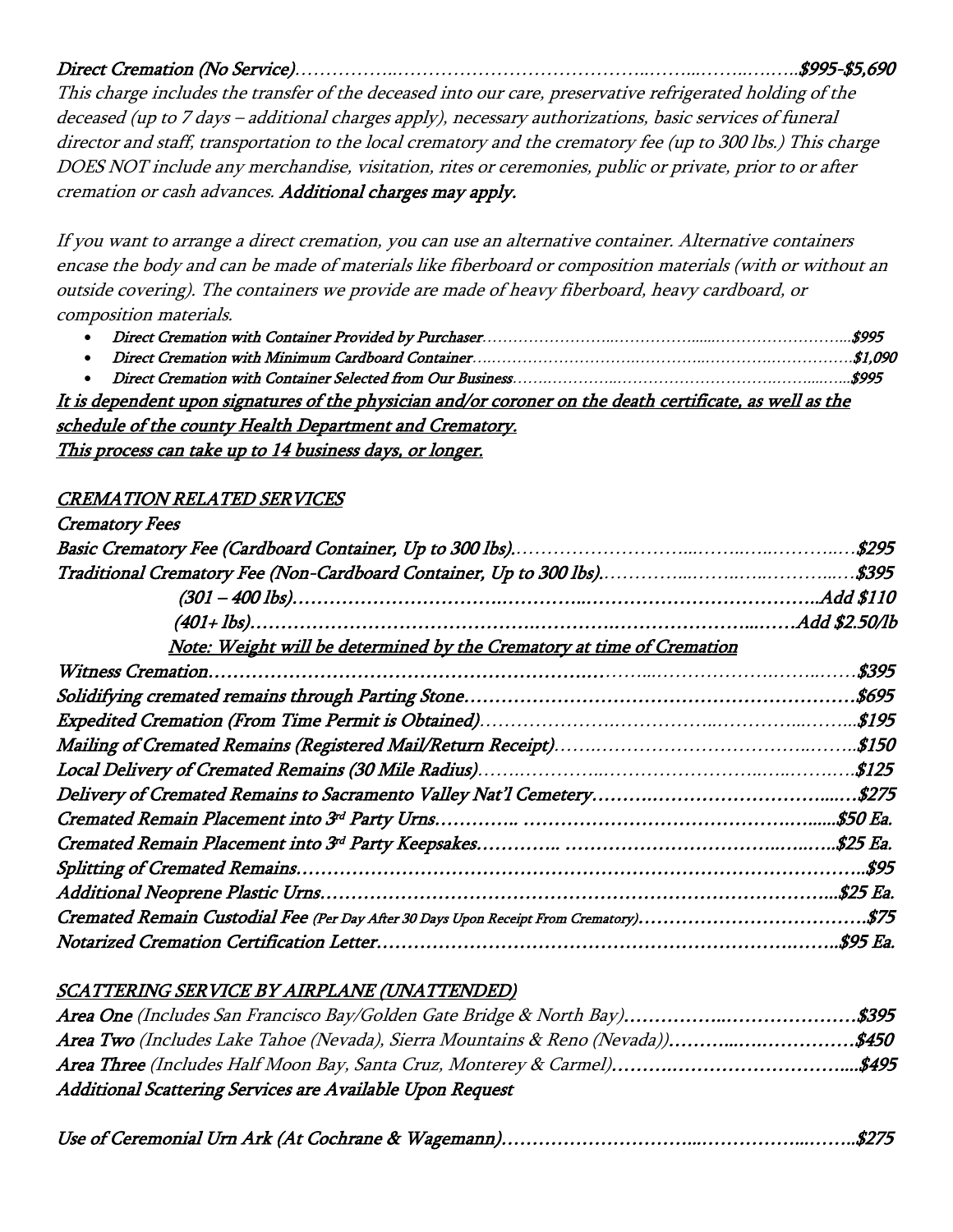**Direct Cremation (No Service)……………..……………………………….……..……..……..…….$995-$5,690**

*This charge includes the transfer of the deceased into our care, preservative refrigerated holding of the deceased (up to 7 days – additional charges apply), necessary authorizations, basic services of funeral director and staff, transportation to the local crematory and the crematory fee (up to 300 lbs.) This charge DOES NOT include any merchandise, visitation, rites or ceremonies, public or private, prior to or after cremation or cash advances.* **Additional charges may apply.**

*If you want to arrange a direct cremation, you can use an alternative container. Alternative containers encase the body and can be made of materials like fiberboard or composition materials (with or without an outside covering). The containers we provide are made of heavy fiberboard, heavy cardboard, or composition materials.*

- *Direct Cremation with Container Provided by Purchaser……………………..……………......……………………...$995*
- *Direct Cremation with Minimum Cardboard Container….……………………..………..……….…………….$1,090*
- *Direct Cremation with Container Selected from Our Business……..……………..…………………….……....…..$995*

***It is dependent upon signatures of the physician and/or coroner on the death certificate, as well as the schedule of the county Health Department and Crematory.***
***This process can take up to 14 business days, or longer.***

***CREMATION RELATED SERVICES***

*Crematory Fees*

*Basic Crematory Fee (Cardboard Container, Up to 300 lbs)………………………...…….….………..…$295*
*Traditional Crematory Fee (Non-Cardboard Container, Up to 300 lbs)…………...……..…..………..…$395*
*(301 – 400 lbs)……………………………..…………………..………………………………..Add $110*
*(401+ lbs)………………………………………………..……………….……………...……Add $2.50/lb*
*Note: Weight will be determined by the Crematory at time of Cremation*

*Witness Cremation………………………………………………….……...…………….……..……$395*
*Solidifying cremated remains through Parting Stone…………………………………………………………$695*
*Expedited Cremation (From Time Permit is Obtained)…………………….…………..…………...……...$195*
*Mailing of Cremated Remains (Registered Mail/Return Receipt)…….………………………………..……..$150*
*Local Delivery of Cremated Remains (30 Mile Radius)……..……………………………..…..………..…$125*
*Delivery of Cremated Remains to Sacramento Valley Nat'l Cemetery……….……………………………...…$275*
*Cremated Remain Placement into 3rd Party Urns………….. ……………………………………….…......$50 Ea.*
*Cremated Remain Placement into 3rd Party Keepsakes………….. ……………………………..…..…..$25 Ea.*
*Splitting of Cremated Remains………………………………………………………………………………..$95*
*Additional Neoprene Plastic Urns………………………………………………………………………...$25 Ea.*
*Cremated Remain Custodial Fee (Per Day After 30 Days Upon Receipt From Crematory)……………………………….$75*
*Notarized Cremation Certification Letter…………………………………………………………………..$95 Ea.*

***SCATTERING SERVICE BY AIRPLANE (UNATTENDED)***

***Area One*** *(Includes San Francisco Bay/Golden Gate Bridge & North Bay)……………..…………………$395*
***Area Two*** *(Includes Lake Tahoe (Nevada), Sierra Mountains & Reno (Nevada))………..….…………….$450*
***Area Three*** *(Includes Half Moon Bay, Santa Cruz, Monterey & Carmel)……….………………………....$495*
*Additional Scattering Services are Available Upon Request*

*Use of Ceremonial Urn Ark (At Cochrane & Wagemann)…………………………...……………..……..$275*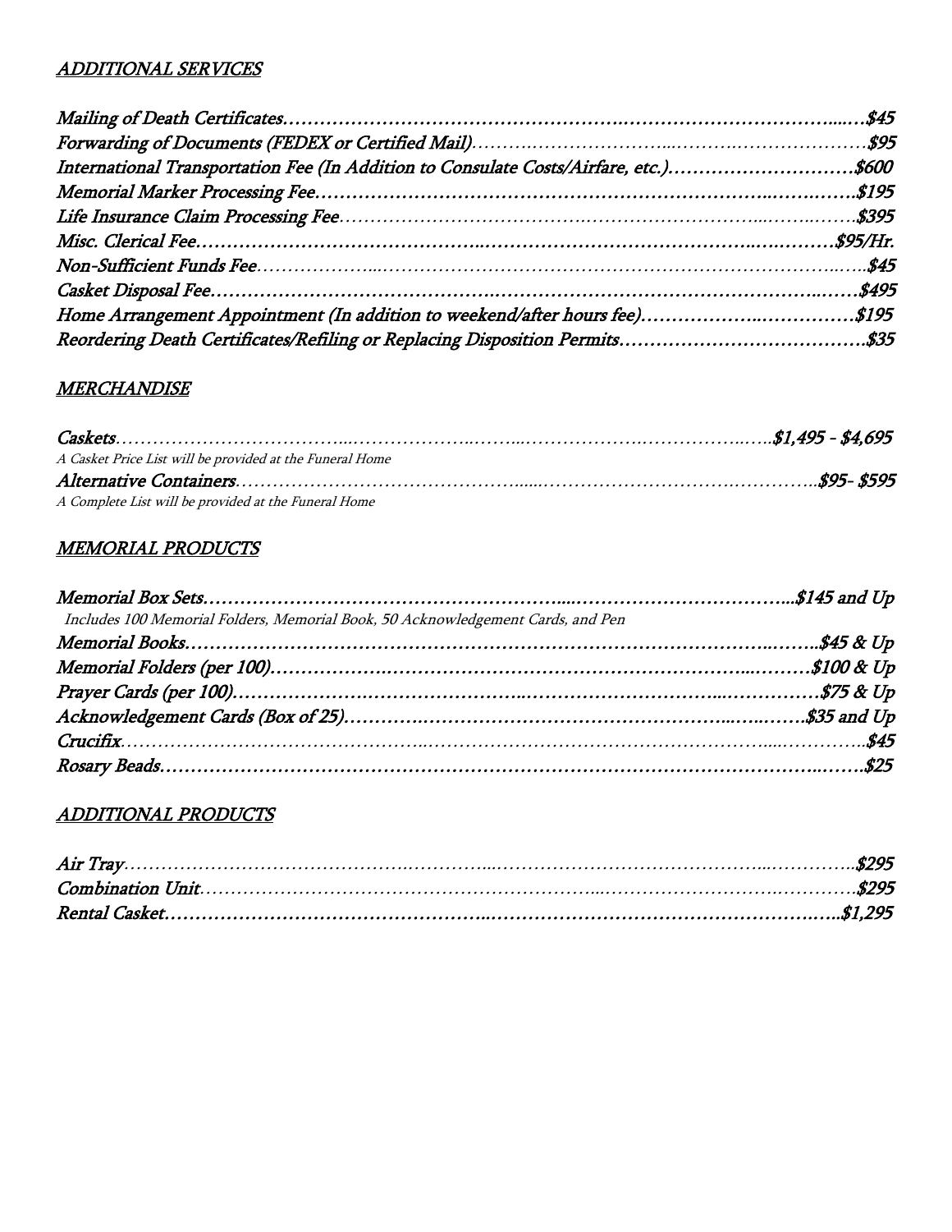## *ADDITIONAL SERVICES*

| | |
|---|---|
| *Mailing of Death Certificates* | *$45* |
| *Forwarding of Documents (FEDEX or Certified Mail)* | *$95* |
| *International Transportation Fee (In Addition to Consulate Costs/Airfare, etc.)* | *$600* |
| *Memorial Marker Processing Fee* | *$195* |
| *Life Insurance Claim Processing Fee* | *$395* |
| *Misc. Clerical Fee* | *$95/Hr.* |
| *Non-Sufficient Funds Fee* | *$45* |
| *Casket Disposal Fee* | *$495* |
| *Home Arrangement Appointment (In addition to weekend/after hours fee)* | *$195* |
| *Reordering Death Certificates/Refiling or Replacing Disposition Permits* | *$35* |

## *MERCHANDISE*

| | |
|---|---|
| *Caskets* | *$1,495 - $4,695* |
| *A Casket Price List will be provided at the Funeral Home* | |
| *Alternative Containers* | *$95- $595* |
| *A Complete List will be provided at the Funeral Home* | |

## *MEMORIAL PRODUCTS*

| | |
|---|---|
| *Memorial Box Sets* | *$145 and Up* |
| *Includes 100 Memorial Folders, Memorial Book, 50 Acknowledgement Cards, and Pen* | |
| *Memorial Books* | *$45 & Up* |
| *Memorial Folders (per 100)* | *$100 & Up* |
| *Prayer Cards (per 100)* | *$75 & Up* |
| *Acknowledgement Cards (Box of 25)* | *$35 and Up* |
| *Crucifix* | *$45* |
| *Rosary Beads* | *$25* |

## *ADDITIONAL PRODUCTS*

| | |
|---|---|
| *Air Tray* | *$295* |
| *Combination Unit* | *$295* |
| *Rental Casket* | *$1,295* |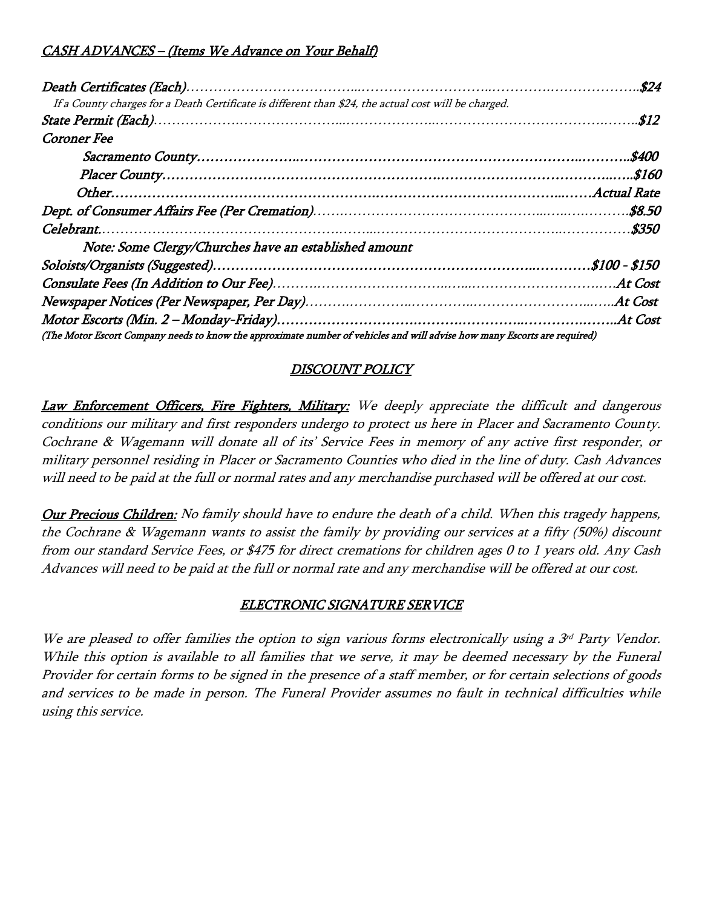## *CASH ADVANCES – (Items We Advance on Your Behalf)*

| | |
|---|---|
| *Death Certificates (Each)* | *$24* |
| *If a County charges for a Death Certificate is different than $24, the actual cost will be charged.* | |
| *State Permit (Each)* | *$12* |
| *Coroner Fee* | |
| *Sacramento County* | *$400* |
| *Placer County* | *$160* |
| *Other* | *Actual Rate* |
| *Dept. of Consumer Affairs Fee (Per Cremation)* | *$8.50* |
| *Celebrant* | *$350* |
| *Note: Some Clergy/Churches have an established amount* | |
| *Soloists/Organists (Suggested)* | *$100 - $150* |
| *Consulate Fees (In Addition to Our Fee)* | *At Cost* |
| *Newspaper Notices (Per Newspaper, Per Day)* | *At Cost* |
| *Motor Escorts (Min. 2 – Monday-Friday)* | *At Cost* |

*(The Motor Escort Company needs to know the approximate number of vehicles and will advise how many Escorts are required)*

## *DISCOUNT POLICY*

***Law Enforcement Officers, Fire Fighters, Military:*** *We deeply appreciate the difficult and dangerous conditions our military and first responders undergo to protect us here in Placer and Sacramento County. Cochrane & Wagemann will donate all of its' Service Fees in memory of any active first responder, or military personnel residing in Placer or Sacramento Counties who died in the line of duty. Cash Advances will need to be paid at the full or normal rates and any merchandise purchased will be offered at our cost.*

***Our Precious Children:*** *No family should have to endure the death of a child. When this tragedy happens, the Cochrane & Wagemann wants to assist the family by providing our services at a fifty (50%) discount from our standard Service Fees, or $475 for direct cremations for children ages 0 to 1 years old. Any Cash Advances will need to be paid at the full or normal rate and any merchandise will be offered at our cost.*

## *ELECTRONIC SIGNATURE SERVICE*

*We are pleased to offer families the option to sign various forms electronically using a 3rd Party Vendor. While this option is available to all families that we serve, it may be deemed necessary by the Funeral Provider for certain forms to be signed in the presence of a staff member, or for certain selections of goods and services to be made in person. The Funeral Provider assumes no fault in technical difficulties while using this service.*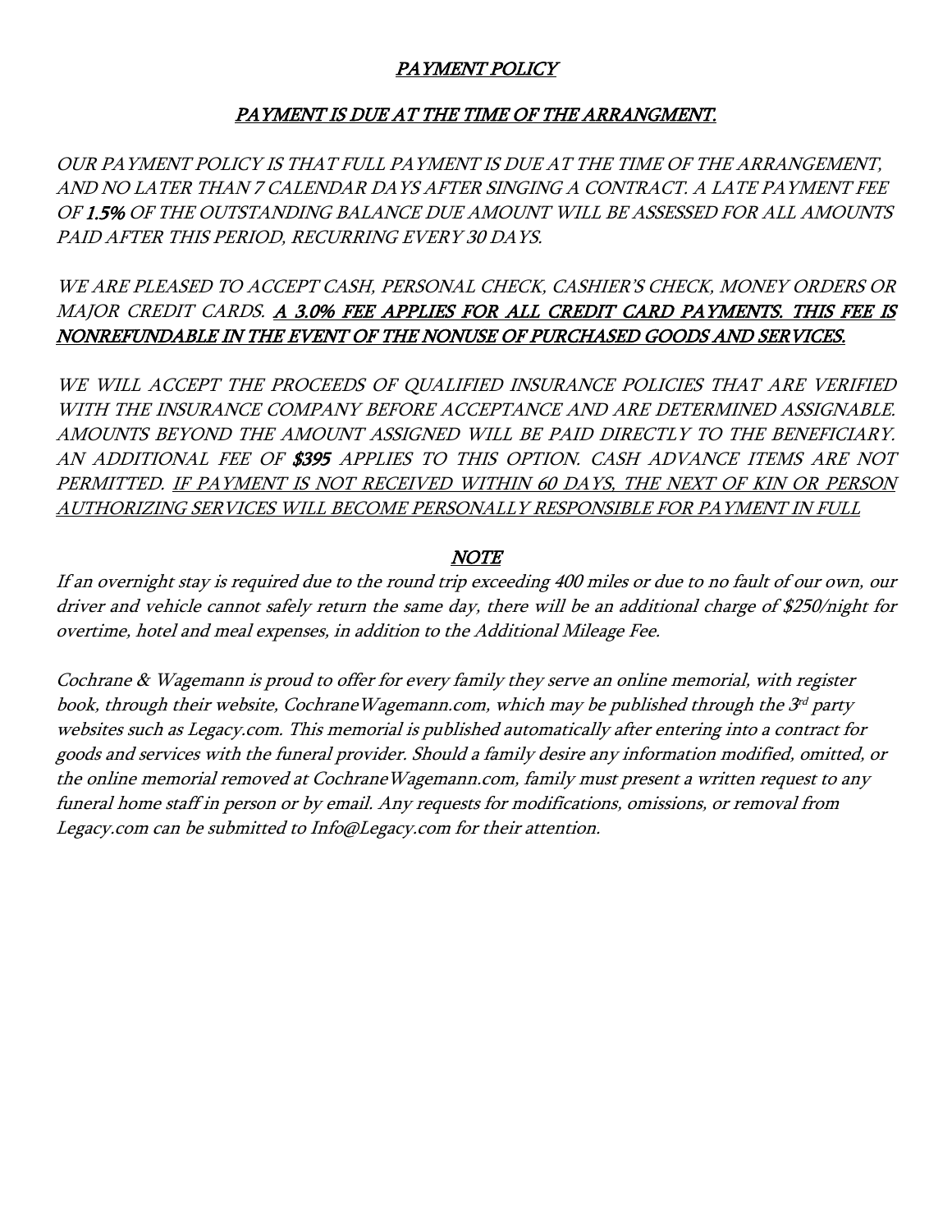## *PAYMENT POLICY*

### *PAYMENT IS DUE AT THE TIME OF THE ARRANGMENT.*

*OUR PAYMENT POLICY IS THAT FULL PAYMENT IS DUE AT THE TIME OF THE ARRANGEMENT, AND NO LATER THAN 7 CALENDAR DAYS AFTER SINGING A CONTRACT. A LATE PAYMENT FEE OF **1.5%** OF THE OUTSTANDING BALANCE DUE AMOUNT WILL BE ASSESSED FOR ALL AMOUNTS PAID AFTER THIS PERIOD, RECURRING EVERY 30 DAYS.*

*WE ARE PLEASED TO ACCEPT CASH, PERSONAL CHECK, CASHIER'S CHECK, MONEY ORDERS OR MAJOR CREDIT CARDS.* ***A 3.0% FEE APPLIES FOR ALL CREDIT CARD PAYMENTS. THIS FEE IS NONREFUNDABLE IN THE EVENT OF THE NONUSE OF PURCHASED GOODS AND SERVICES.***

*WE WILL ACCEPT THE PROCEEDS OF QUALIFIED INSURANCE POLICIES THAT ARE VERIFIED WITH THE INSURANCE COMPANY BEFORE ACCEPTANCE AND ARE DETERMINED ASSIGNABLE. AMOUNTS BEYOND THE AMOUNT ASSIGNED WILL BE PAID DIRECTLY TO THE BENEFICIARY. AN ADDITIONAL FEE OF **$395** APPLIES TO THIS OPTION. CASH ADVANCE ITEMS ARE NOT PERMITTED. IF PAYMENT IS NOT RECEIVED WITHIN 60 DAYS, THE NEXT OF KIN OR PERSON AUTHORIZING SERVICES WILL BECOME PERSONALLY RESPONSIBLE FOR PAYMENT IN FULL*

### *NOTE*

*If an overnight stay is required due to the round trip exceeding 400 miles or due to no fault of our own, our driver and vehicle cannot safely return the same day, there will be an additional charge of $250/night for overtime, hotel and meal expenses, in addition to the Additional Mileage Fee.*

*Cochrane & Wagemann is proud to offer for every family they serve an online memorial, with register book, through their website, CochraneWagemann.com, which may be published through the 3rd party websites such as Legacy.com. This memorial is published automatically after entering into a contract for goods and services with the funeral provider. Should a family desire any information modified, omitted, or the online memorial removed at CochraneWagemann.com, family must present a written request to any funeral home staff in person or by email. Any requests for modifications, omissions, or removal from Legacy.com can be submitted to Info@Legacy.com for their attention.*